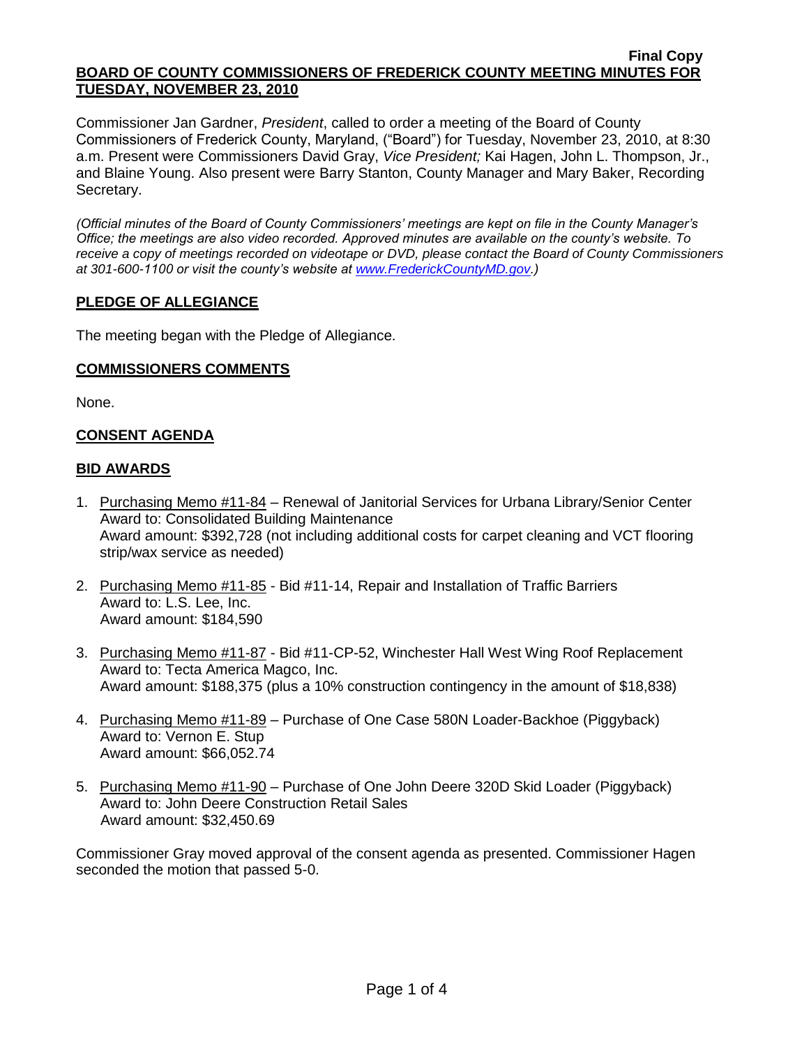**Final Copy**

**BOARD OF COUNTY COMMISSIONERS OF FREDERICK COUNTY MEETING MINUTES FOR TUESDAY, NOVEMBER 23, 2010**

Commissioner Jan Gardner, *President*, called to order a meeting of the Board of County Commissioners of Frederick County, Maryland, ("Board") for Tuesday, November 23, 2010, at 8:30 a.m. Present were Commissioners David Gray, *Vice President;* Kai Hagen, John L. Thompson, Jr., and Blaine Young. Also present were Barry Stanton, County Manager and Mary Baker, Recording Secretary.

*(Official minutes of the Board of County Commissioners' meetings are kept on file in the County Manager's Office; the meetings are also video recorded. Approved minutes are available on the county's website. To receive a copy of meetings recorded on videotape or DVD, please contact the Board of County Commissioners at 301-600-1100 or visit the county's website at [www.FrederickCountyMD.gov](www.FrederickCountyMD.gov).)*

## PLEDGE OF ALLEGIANCE

The meeting began with the Pledge of Allegiance.

## COMMISSIONERS COMMENTS

None.

## CONSENT AGENDA

## BID AWARDS

1. Purchasing Memo #11-84 – Renewal of Janitorial Services for Urbana Library/Senior Center
   Award to: Consolidated Building Maintenance
   Award amount: $392,728 (not including additional costs for carpet cleaning and VCT flooring strip/wax service as needed)

2. Purchasing Memo #11-85 - Bid #11-14, Repair and Installation of Traffic Barriers
   Award to: L.S. Lee, Inc.
   Award amount: $184,590

3. Purchasing Memo #11-87 - Bid #11-CP-52, Winchester Hall West Wing Roof Replacement
   Award to: Tecta America Magco, Inc.
   Award amount: $188,375 (plus a 10% construction contingency in the amount of $18,838)

4. Purchasing Memo #11-89 – Purchase of One Case 580N Loader-Backhoe (Piggyback)
   Award to: Vernon E. Stup
   Award amount: $66,052.74

5. Purchasing Memo #11-90 – Purchase of One John Deere 320D Skid Loader (Piggyback)
   Award to: John Deere Construction Retail Sales
   Award amount: $32,450.69

Commissioner Gray moved approval of the consent agenda as presented. Commissioner Hagen seconded the motion that passed 5-0.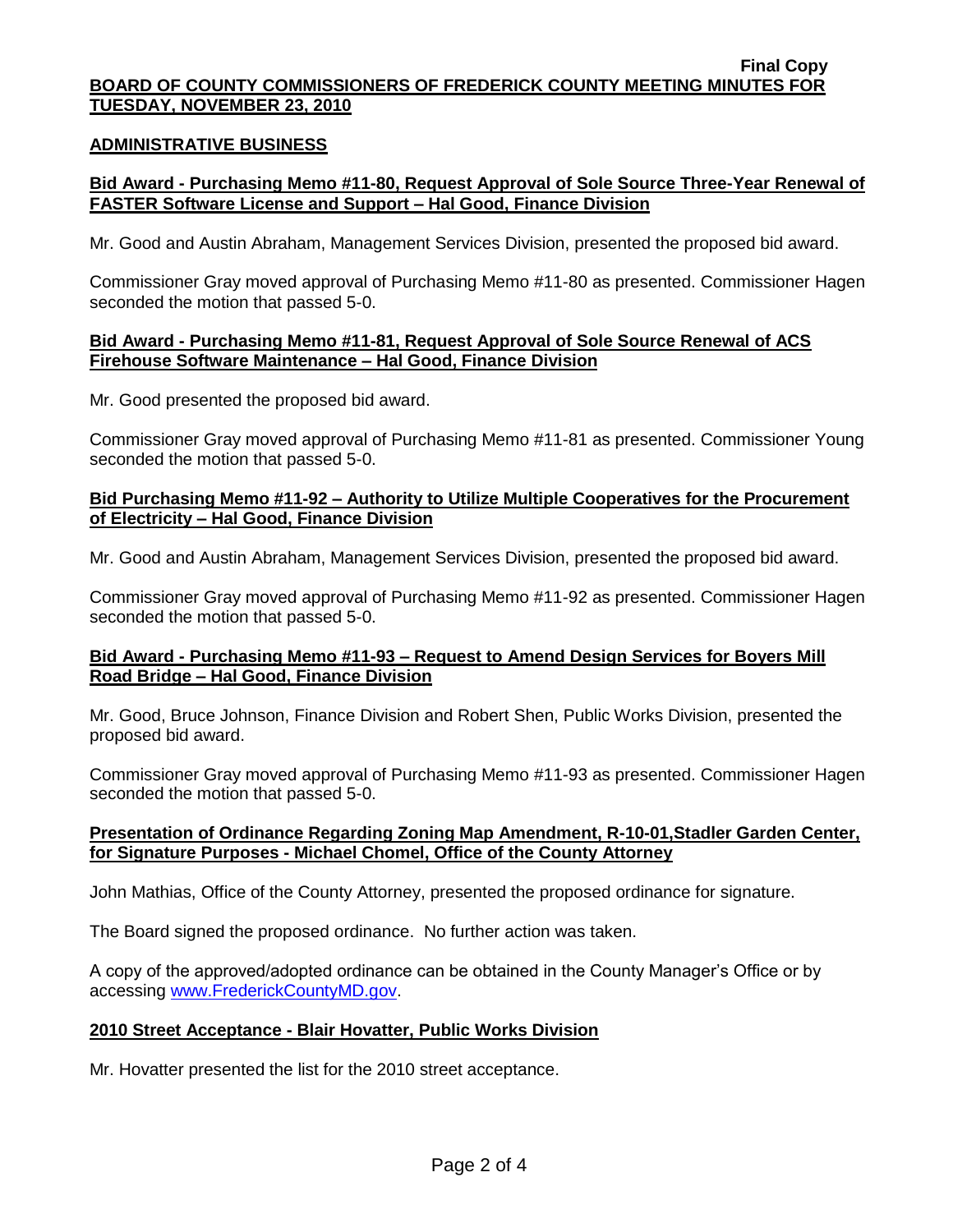## ADMINISTRATIVE BUSINESS

### Bid Award - Purchasing Memo #11-80, Request Approval of Sole Source Three-Year Renewal of FASTER Software License and Support – Hal Good, Finance Division

Mr. Good and Austin Abraham, Management Services Division, presented the proposed bid award.

Commissioner Gray moved approval of Purchasing Memo #11-80 as presented. Commissioner Hagen seconded the motion that passed 5-0.

### Bid Award - Purchasing Memo #11-81, Request Approval of Sole Source Renewal of ACS Firehouse Software Maintenance – Hal Good, Finance Division

Mr. Good presented the proposed bid award.

Commissioner Gray moved approval of Purchasing Memo #11-81 as presented. Commissioner Young seconded the motion that passed 5-0.

### Bid Purchasing Memo #11-92 – Authority to Utilize Multiple Cooperatives for the Procurement of Electricity – Hal Good, Finance Division

Mr. Good and Austin Abraham, Management Services Division, presented the proposed bid award.

Commissioner Gray moved approval of Purchasing Memo #11-92 as presented. Commissioner Hagen seconded the motion that passed 5-0.

### Bid Award - Purchasing Memo #11-93 – Request to Amend Design Services for Boyers Mill Road Bridge – Hal Good, Finance Division

Mr. Good, Bruce Johnson, Finance Division and Robert Shen, Public Works Division, presented the proposed bid award.

Commissioner Gray moved approval of Purchasing Memo #11-93 as presented. Commissioner Hagen seconded the motion that passed 5-0.

### Presentation of Ordinance Regarding Zoning Map Amendment, R-10-01,Stadler Garden Center, for Signature Purposes - Michael Chomel, Office of the County Attorney

John Mathias, Office of the County Attorney, presented the proposed ordinance for signature.

The Board signed the proposed ordinance. No further action was taken.

A copy of the approved/adopted ordinance can be obtained in the County Manager's Office or by accessing www.FrederickCountyMD.gov.

### 2010 Street Acceptance - Blair Hovatter, Public Works Division

Mr. Hovatter presented the list for the 2010 street acceptance.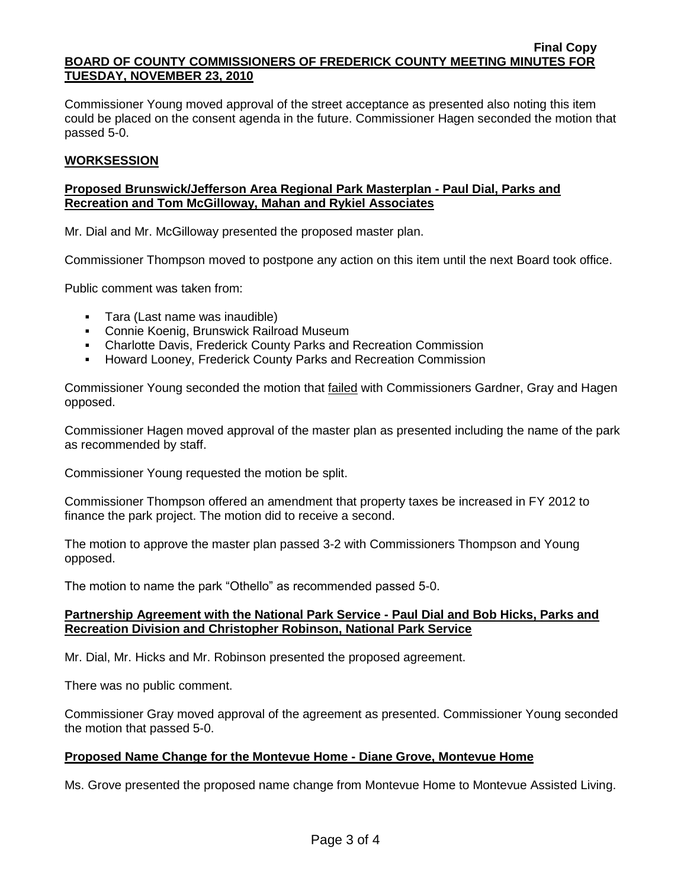Commissioner Young moved approval of the street acceptance as presented also noting this item could be placed on the consent agenda in the future. Commissioner Hagen seconded the motion that passed 5-0.

## WORKSESSION

### Proposed Brunswick/Jefferson Area Regional Park Masterplan - Paul Dial, Parks and Recreation and Tom McGilloway, Mahan and Rykiel Associates

Mr. Dial and Mr. McGilloway presented the proposed master plan.

Commissioner Thompson moved to postpone any action on this item until the next Board took office.

Public comment was taken from:

- Tara (Last name was inaudible)
- Connie Koenig, Brunswick Railroad Museum
- Charlotte Davis, Frederick County Parks and Recreation Commission
- Howard Looney, Frederick County Parks and Recreation Commission

Commissioner Young seconded the motion that failed with Commissioners Gardner, Gray and Hagen opposed.

Commissioner Hagen moved approval of the master plan as presented including the name of the park as recommended by staff.

Commissioner Young requested the motion be split.

Commissioner Thompson offered an amendment that property taxes be increased in FY 2012 to finance the park project. The motion did to receive a second.

The motion to approve the master plan passed 3-2 with Commissioners Thompson and Young opposed.

The motion to name the park "Othello" as recommended passed 5-0.

### Partnership Agreement with the National Park Service - Paul Dial and Bob Hicks, Parks and Recreation Division and Christopher Robinson, National Park Service

Mr. Dial, Mr. Hicks and Mr. Robinson presented the proposed agreement.

There was no public comment.

Commissioner Gray moved approval of the agreement as presented. Commissioner Young seconded the motion that passed 5-0.

### Proposed Name Change for the Montevue Home - Diane Grove, Montevue Home

Ms. Grove presented the proposed name change from Montevue Home to Montevue Assisted Living.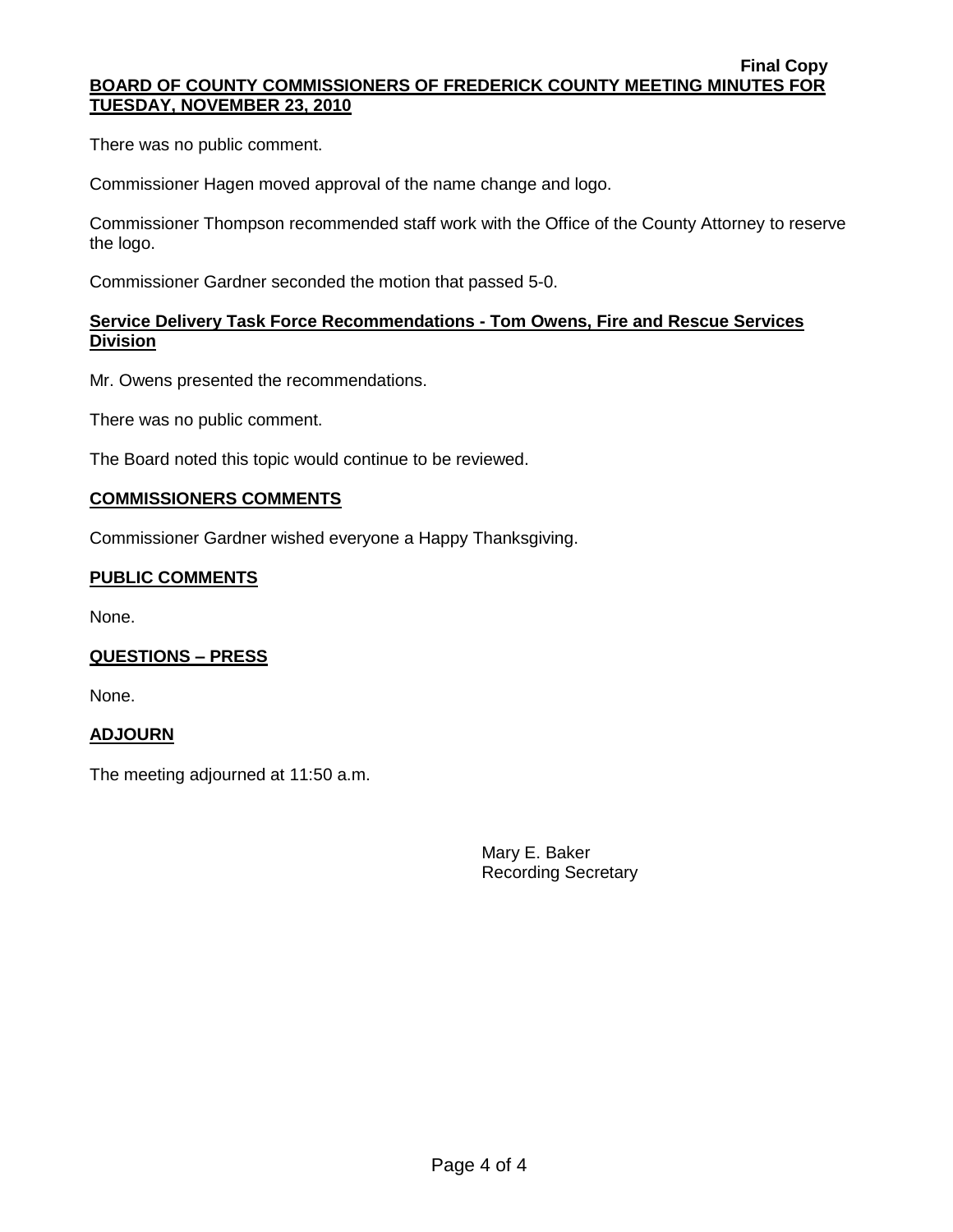There was no public comment.

Commissioner Hagen moved approval of the name change and logo.

Commissioner Thompson recommended staff work with the Office of the County Attorney to reserve the logo.

Commissioner Gardner seconded the motion that passed 5-0.

**Service Delivery Task Force Recommendations - Tom Owens, Fire and Rescue Services Division**

Mr. Owens presented the recommendations.

There was no public comment.

The Board noted this topic would continue to be reviewed.

**COMMISSIONERS COMMENTS**

Commissioner Gardner wished everyone a Happy Thanksgiving.

**PUBLIC COMMENTS**

None.

**QUESTIONS – PRESS**

None.

**ADJOURN**

The meeting adjourned at 11:50 a.m.

Mary E. Baker
Recording Secretary